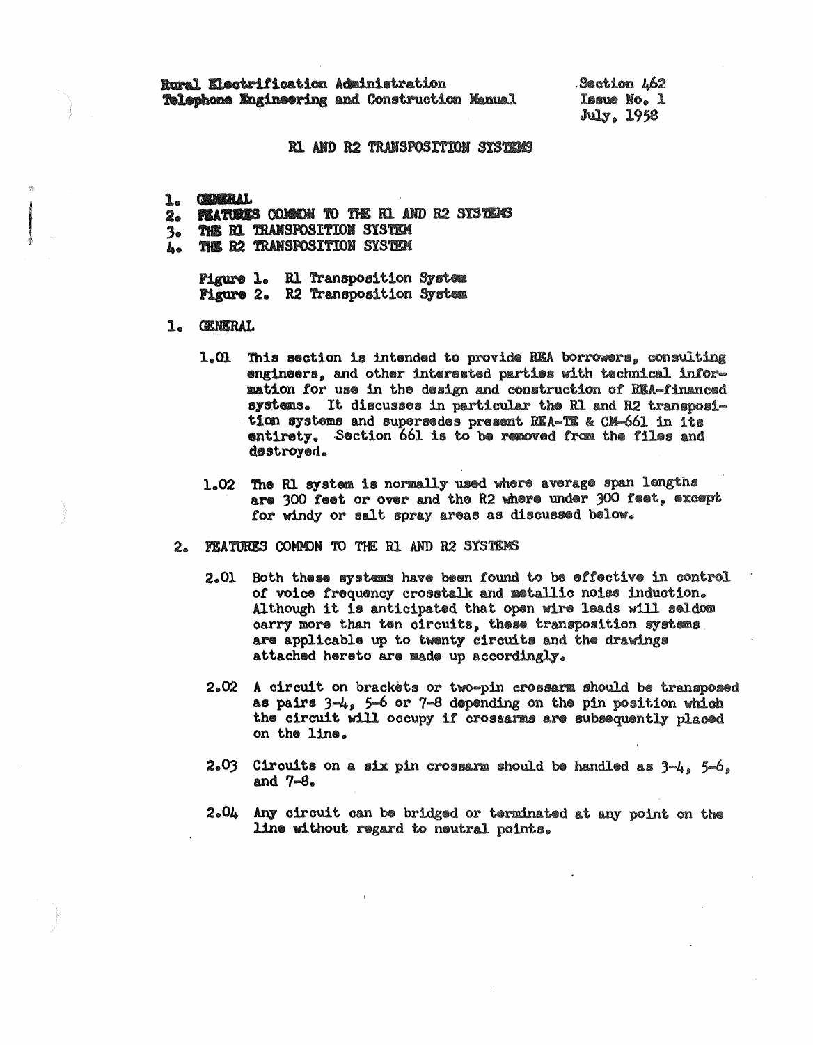Rural Electrification Administration
Telephone Engineering and Construction Manual

Section 462
Issue No. 1
July, 1958

# R1 AND R2 TRANSPOSITION SYSTEMS

1. GENERAL
2. FEATURES COMMON TO THE R1 AND R2 SYSTEMS
3. THE R1 TRANSPOSITION SYSTEM
4. THE R2 TRANSPOSITION SYSTEM

Figure 1. R1 Transposition System
Figure 2. R2 Transposition System

## 1. GENERAL

1.01 This section is intended to provide REA borrowers, consulting engineers, and other interested parties with technical information for use in the design and construction of REA-financed systems. It discusses in particular the R1 and R2 transposition systems and supersedes present REA-TE & CM-661 in its entirety. Section 661 is to be removed from the files and destroyed.

1.02 The R1 system is normally used where average span lengths are 300 feet or over and the R2 where under 300 feet, except for windy or salt spray areas as discussed below.

## 2. FEATURES COMMON TO THE R1 AND R2 SYSTEMS

2.01 Both these systems have been found to be effective in control of voice frequency crosstalk and metallic noise induction. Although it is anticipated that open wire leads will seldom carry more than ten circuits, these transposition systems are applicable up to twenty circuits and the drawings attached hereto are made up accordingly.

2.02 A circuit on brackets or two-pin crossarm should be transposed as pairs 3-4, 5-6 or 7-8 depending on the pin position which the circuit will occupy if crossarms are subsequently placed on the line.

2.03 Circuits on a six pin crossarm should be handled as 3-4, 5-6, and 7-8.

2.04 Any circuit can be bridged or terminated at any point on the line without regard to neutral points.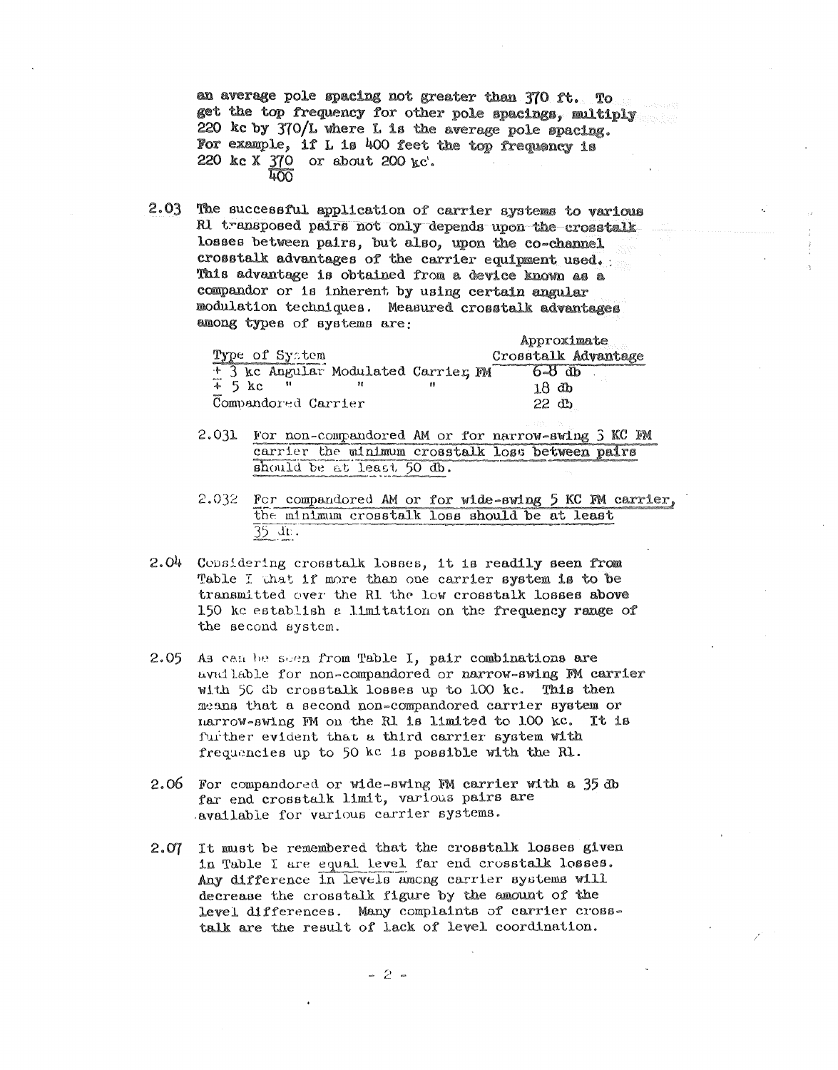an average pole spacing not greater than 370 ft. To get the top frequency for other pole spacings, multiply 220 kc by 370/L where L is the average pole spacing. For example, if L is 400 feet the top frequency is 220 kc X $\frac{370}{400}$ or about 200 kc.

2.03 The successful application of carrier systems to various R1 transposed pairs not only depends upon the crosstalk losses between pairs, but also, upon the co-channel crosstalk advantages of the carrier equipment used. This advantage is obtained from a device known as a compandor or is inherent by using certain angular modulation techniques. Measured crosstalk advantages among types of systems are:

| Type of System | Approximate Crosstalk Advantage |
|---|---|
| ± 3 kc Angular Modulated Carrier, FM | 6-8 db |
| ± 5 kc " " " | 18 db |
| Compandored Carrier | 22 db |

2.031 For non-compandored AM or for narrow-swing 3 KC FM carrier the minimum crosstalk loss between pairs should be at least 50 db.

2.032 For compandored AM or for wide-swing 5 KC FM carrier, the minimum crosstalk loss should be at least 35 db.

2.04 Considering crosstalk losses, it is readily seen from Table I that if more than one carrier system is to be transmitted over the R1 the low crosstalk losses above 150 kc establish a limitation on the frequency range of the second system.

2.05 As can be seen from Table I, pair combinations are available for non-compandored or narrow-swing FM carrier with 50 db crosstalk losses up to 100 kc. This then means that a second non-compandored carrier system or narrow-swing FM on the R1 is limited to 100 kc. It is further evident that a third carrier system with frequencies up to 50 kc is possible with the R1.

2.06 For compandored or wide-swing FM carrier with a 35 db far end crosstalk limit, various pairs are available for various carrier systems.

2.07 It must be remembered that the crosstalk losses given in Table I are equal level far end crosstalk losses. Any difference in levels among carrier systems will decrease the crosstalk figure by the amount of the level differences. Many complaints of carrier crosstalk are the result of lack of level coordination.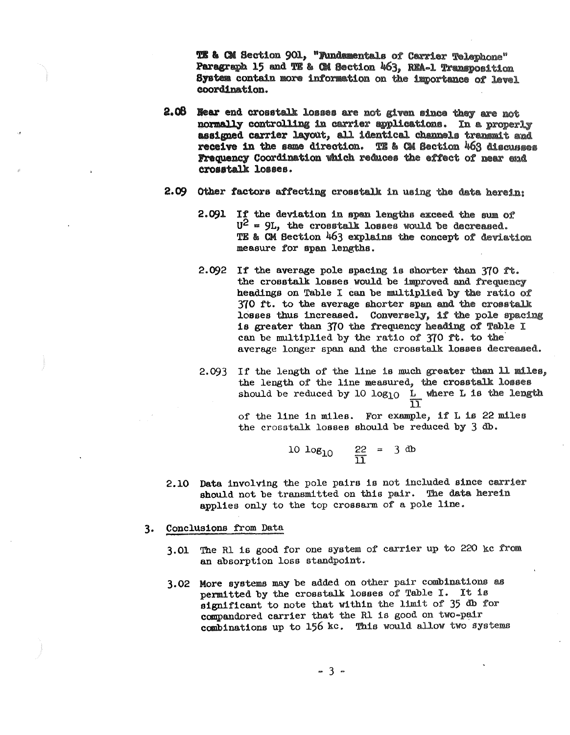TE & CM Section 901, "Fundamentals of Carrier Telephone" Paragraph 15 and TE & CM Section 463, REA-1 Transposition System contain more information on the importance of level coordination.

2.08 Near end crosstalk losses are not given since they are not normally controlling in carrier applications. In a properly assigned carrier layout, all identical channels transmit and receive in the same direction. TE & CM Section 463 discusses Frequency Coordination which reduces the effect of near end crosstalk losses.

2.09 Other factors affecting crosstalk in using the data herein:

2.091 If the deviation in span lengths exceed the sum of $U^2 = 9L$, the crosstalk losses would be decreased. TE & CM Section 463 explains the concept of deviation measure for span lengths.

2.092 If the average pole spacing is shorter than 370 ft. the crosstalk losses would be improved and frequency headings on Table I can be multiplied by the ratio of 370 ft. to the average shorter span and the crosstalk losses thus increased. Conversely, if the pole spacing is greater than 370 the frequency heading of Table I can be multiplied by the ratio of 370 ft. to the average longer span and the crosstalk losses decreased.

2.093 If the length of the line is much greater than 11 miles, the length of the line measured, the crosstalk losses should be reduced by $10 \log_{10} \frac{L}{11}$ where L is the length of the line in miles. For example, if L is 22 miles the crosstalk losses should be reduced by 3 db.

$$10 \log_{10} \frac{22}{11} = 3 \text{ db}$$

2.10 Data involving the pole pairs is not included since carrier should not be transmitted on this pair. The data herein applies only to the top crossarm of a pole line.

## 3. Conclusions from Data

3.01 The R1 is good for one system of carrier up to 220 kc from an absorption loss standpoint.

3.02 More systems may be added on other pair combinations as permitted by the crosstalk losses of Table I. It is significant to note that within the limit of 35 db for compandored carrier that the R1 is good on two-pair combinations up to 156 kc. This would allow two systems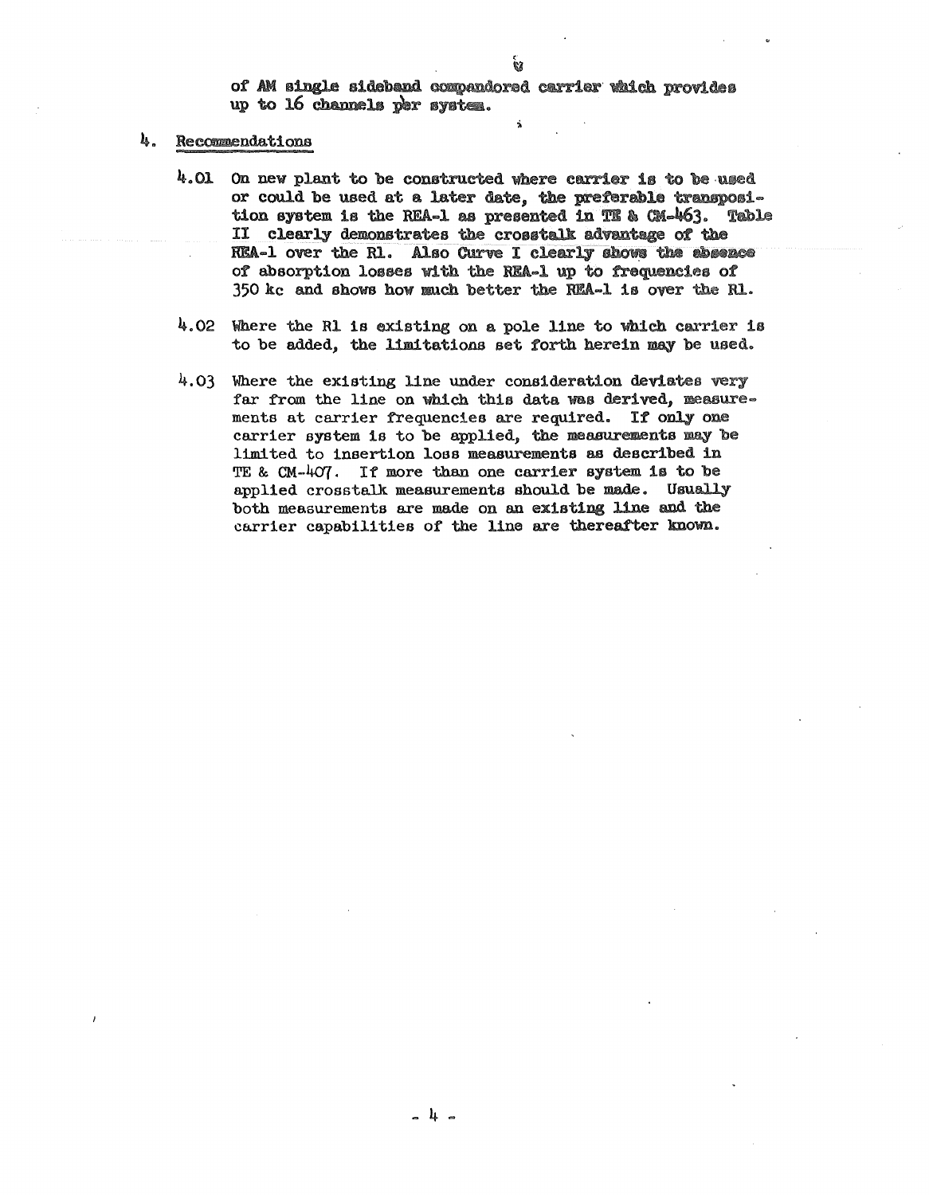of AM single sideband compandored carrier which provides up to 16 channels per system.

## 4. Recommendations

4.01 On new plant to be constructed where carrier is to be used or could be used at a later date, the preferable transposition system is the REA-1 as presented in TE & CM-463. Table II clearly demonstrates the crosstalk advantage of the REA-1 over the R1. Also Curve I clearly shows the absence of absorption losses with the REA-1 up to frequencies of 350 kc and shows how much better the REA-1 is over the R1.

4.02 Where the R1 is existing on a pole line to which carrier is to be added, the limitations set forth herein may be used.

4.03 Where the existing line under consideration deviates very far from the line on which this data was derived, measurements at carrier frequencies are required. If only one carrier system is to be applied, the measurements may be limited to insertion loss measurements as described in TE & CM-407. If more than one carrier system is to be applied crosstalk measurements should be made. Usually both measurements are made on an existing line and the carrier capabilities of the line are thereafter known.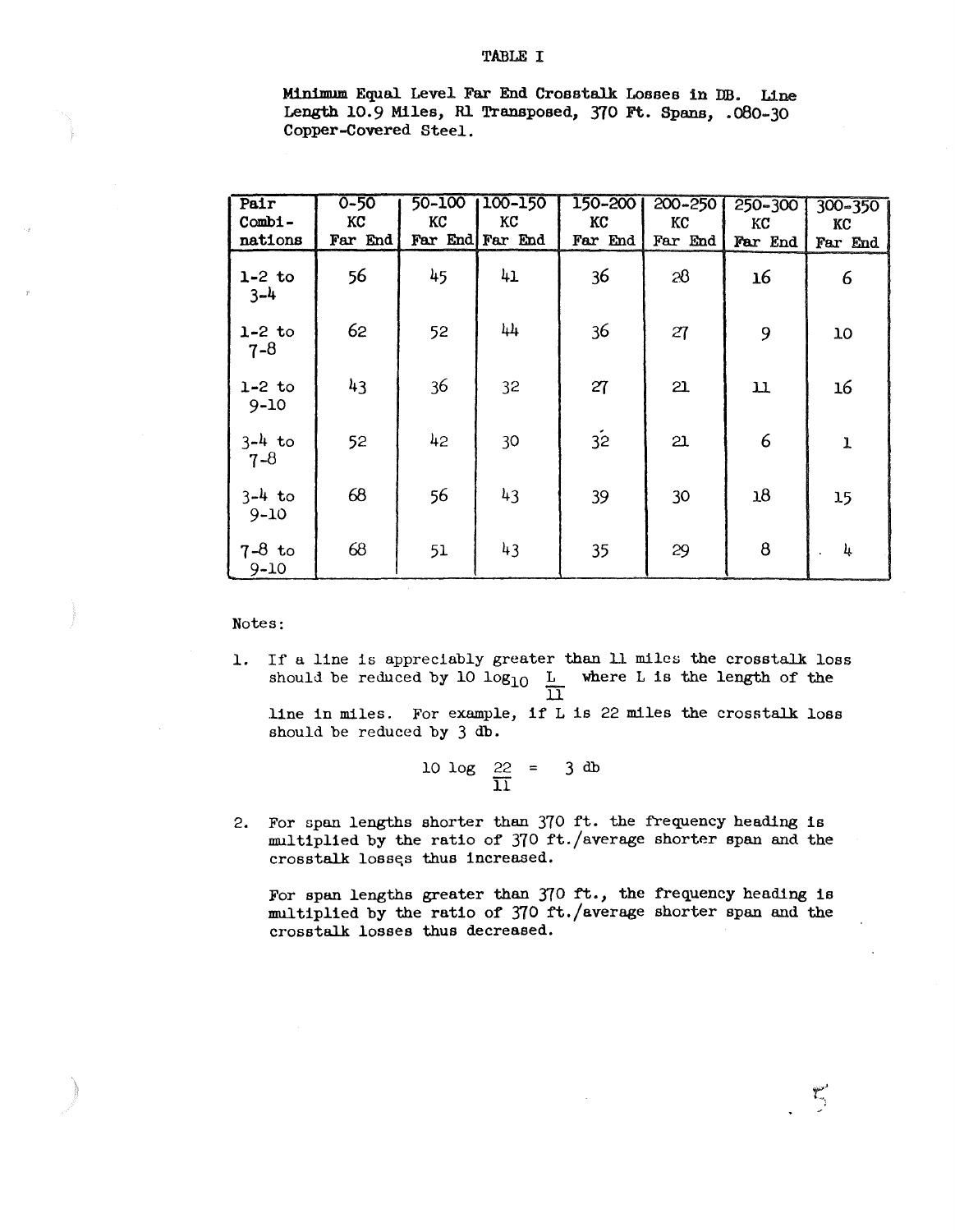# TABLE I

**Minimum Equal Level Far End Crosstalk Losses in DB. Line Length 10.9 Miles, R1 Transposed, 370 Ft. Spans, .080-30 Copper-Covered Steel.**

| Pair Combinations | 0-50 KC Far End | 50-100 KC Far End | 100-150 KC Far End | 150-200 KC Far End | 200-250 KC Far End | 250-300 KC Far End | 300-350 KC Far End |
|---|---|---|---|---|---|---|---|
| 1-2 to 3-4 | 56 | 45 | 41 | 36 | 28 | 16 | 6 |
| 1-2 to 7-8 | 62 | 52 | 44 | 36 | 27 | 9 | 10 |
| 1-2 to 9-10 | 43 | 36 | 32 | 27 | 21 | 11 | 16 |
| 3-4 to 7-8 | 52 | 42 | 30 | 32 | 21 | 6 | 1 |
| 3-4 to 9-10 | 68 | 56 | 43 | 39 | 30 | 18 | 15 |
| 7-8 to 9-10 | 68 | 51 | 43 | 35 | 29 | 8 | 4 |

Notes:

1. If a line is appreciably greater than 11 miles the crosstalk loss should be reduced by $10 \log_{10} \frac{L}{11}$ where L is the length of the line in miles. For example, if L is 22 miles the crosstalk loss should be reduced by 3 db.

$$10 \log \frac{22}{11} = 3 \text{ db}$$

2. For span lengths shorter than 370 ft. the frequency heading is multiplied by the ratio of 370 ft./average shorter span and the crosstalk losses thus increased.

   For span lengths greater than 370 ft., the frequency heading is multiplied by the ratio of 370 ft./average shorter span and the crosstalk losses thus decreased.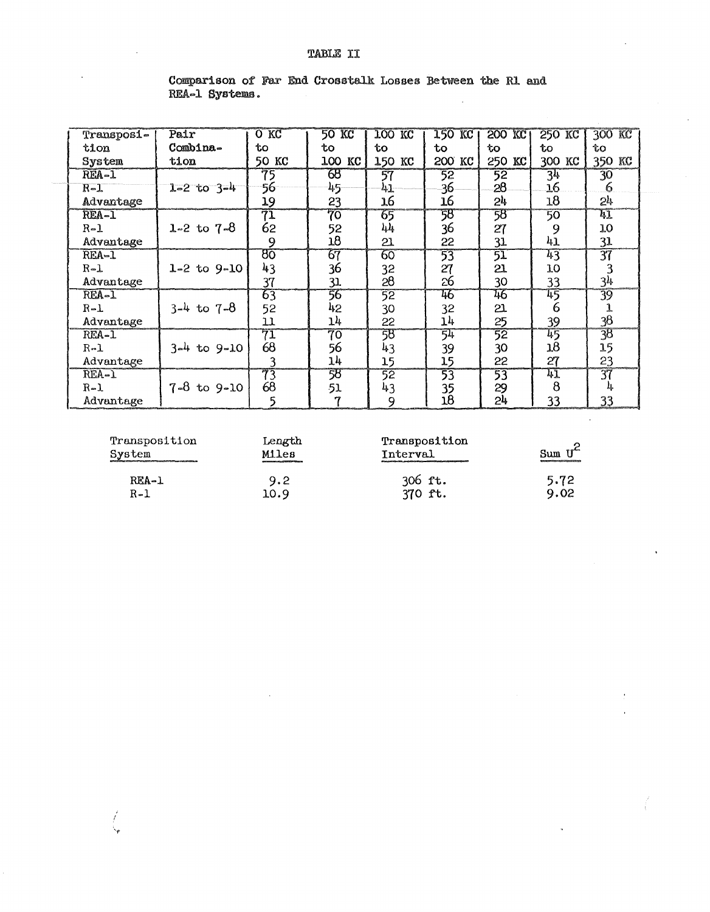TABLE II

Comparison of Far End Crosstalk Losses Between the R1 and REA-1 Systems.

| Transposition System | Pair Combination | 0 KC to 50 KC | 50 KC to 100 KC | 100 KC to 150 KC | 150 KC to 200 KC | 200 KC to 250 KC | 250 KC to 300 KC | 300 KC to 350 KC |
|---|---|---|---|---|---|---|---|---|
| REA-1 | 1-2 to 3-4 | 75 | 68 | 57 | 52 | 52 | 34 | 30 |
| R-1 | | 56 | 45 | 41 | 36 | 28 | 16 | 6 |
| Advantage | | 19 | 23 | 16 | 16 | 24 | 18 | 24 |
| REA-1 | 1-2 to 7-8 | 71 | 70 | 65 | 58 | 58 | 50 | 41 |
| R-1 | | 62 | 52 | 44 | 36 | 27 | 9 | 10 |
| Advantage | | 9 | 18 | 21 | 22 | 31 | 41 | 31 |
| REA-1 | 1-2 to 9-10 | 80 | 67 | 60 | 53 | 51 | 43 | 37 |
| R-1 | | 43 | 36 | 32 | 27 | 21 | 10 | 3 |
| Advantage | | 37 | 31 | 28 | 26 | 30 | 33 | 34 |
| REA-1 | 3-4 to 7-8 | 63 | 56 | 52 | 46 | 46 | 45 | 39 |
| R-1 | | 52 | 42 | 30 | 32 | 21 | 6 | 1 |
| Advantage | | 11 | 14 | 22 | 14 | 25 | 39 | 38 |
| REA-1 | 3-4 to 9-10 | 71 | 70 | 58 | 54 | 52 | 45 | 38 |
| R-1 | | 68 | 56 | 43 | 39 | 30 | 18 | 15 |
| Advantage | | 3 | 14 | 15 | 15 | 22 | 27 | 23 |
| REA-1 | 7-8 to 9-10 | 73 | 58 | 52 | 53 | 53 | 41 | 37 |
| R-1 | | 68 | 51 | 43 | 35 | 29 | 8 | 4 |
| Advantage | | 5 | 7 | 9 | 18 | 24 | 33 | 33 |

| Transposition System | Length Miles | Transposition Interval | Sum $U^2$ |
|---|---|---|---|
| REA-1 | 9.2 | 306 ft. | 5.72 |
| R-1 | 10.9 | 370 ft. | 9.02 |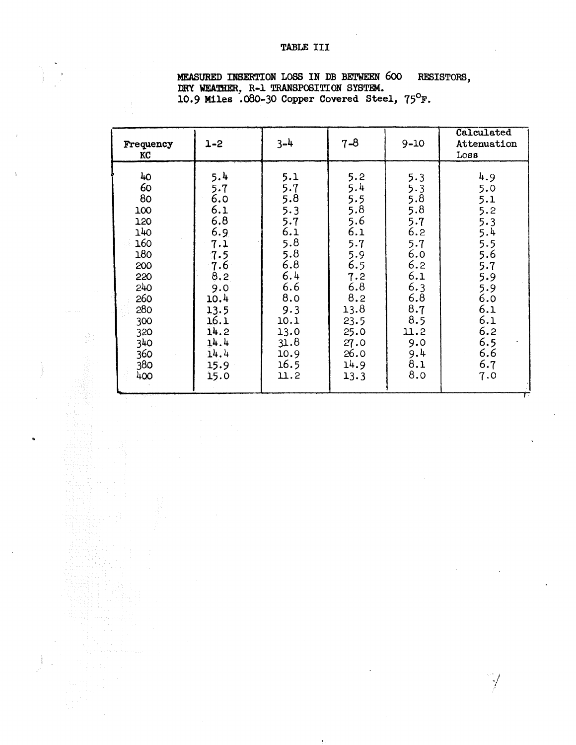# TABLE III

**MEASURED INSERTION LOSS IN DB BETWEEN 600 RESISTORS, DRY WEATHER, R-1 TRANSPOSITION SYSTEM.**
**10.9 Miles .080-30 Copper Covered Steel, 75°F.**

| Frequency KC | 1-2 | 3-4 | 7-8 | 9-10 | Calculated Attenuation Loss |
|---|---|---|---|---|---|
| 40 | 5.4 | 5.1 | 5.2 | 5.3 | 4.9 |
| 60 | 5.7 | 5.7 | 5.4 | 5.3 | 5.0 |
| 80 | 6.0 | 5.8 | 5.5 | 5.8 | 5.1 |
| 100 | 6.1 | 5.3 | 5.8 | 5.8 | 5.2 |
| 120 | 6.8 | 5.7 | 5.6 | 5.7 | 5.3 |
| 140 | 6.9 | 6.1 | 6.1 | 6.2 | 5.4 |
| 160 | 7.1 | 5.8 | 5.7 | 5.7 | 5.5 |
| 180 | 7.5 | 5.8 | 5.9 | 6.0 | 5.6 |
| 200 | 7.6 | 6.8 | 6.5 | 6.2 | 5.7 |
| 220 | 8.2 | 6.4 | 7.2 | 6.1 | 5.9 |
| 240 | 9.0 | 6.6 | 6.8 | 6.3 | 5.9 |
| 260 | 10.4 | 8.0 | 8.2 | 6.8 | 6.0 |
| 280 | 13.5 | 9.3 | 13.8 | 8.7 | 6.1 |
| 300 | 16.1 | 10.1 | 23.5 | 8.5 | 6.1 |
| 320 | 14.2 | 13.0 | 25.0 | 11.2 | 6.2 |
| 340 | 14.4 | 31.8 | 27.0 | 9.0 | 6.5 |
| 360 | 14.4 | 10.9 | 26.0 | 9.4 | 6.6 |
| 380 | 15.9 | 16.5 | 14.9 | 8.1 | 6.7 |
| 400 | 15.0 | 11.2 | 13.3 | 8.0 | 7.0 |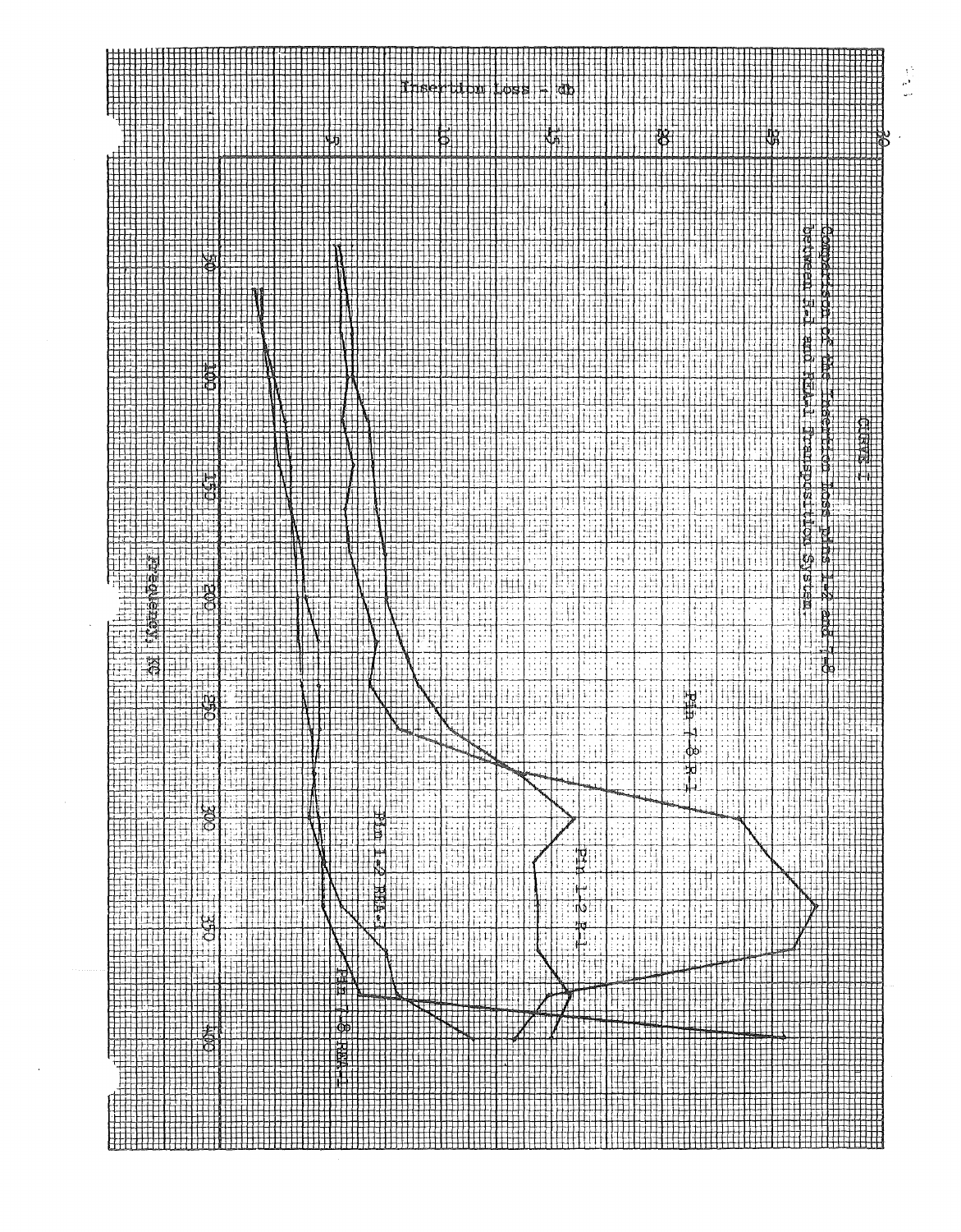CURVE I

Comparison of the Insertion Loss Pairs 1-2 and 7-8 between R-1 and REA-1 Transposition System

Insertion Loss - db

5

10

15

20

25

30

50

100

150

200

250

300

350

400

Frequency, KC

Pin 7-8 R-1

Pin 1-2 R-1

Pin 1-2 REA-1

Pin 7-8 REA-1